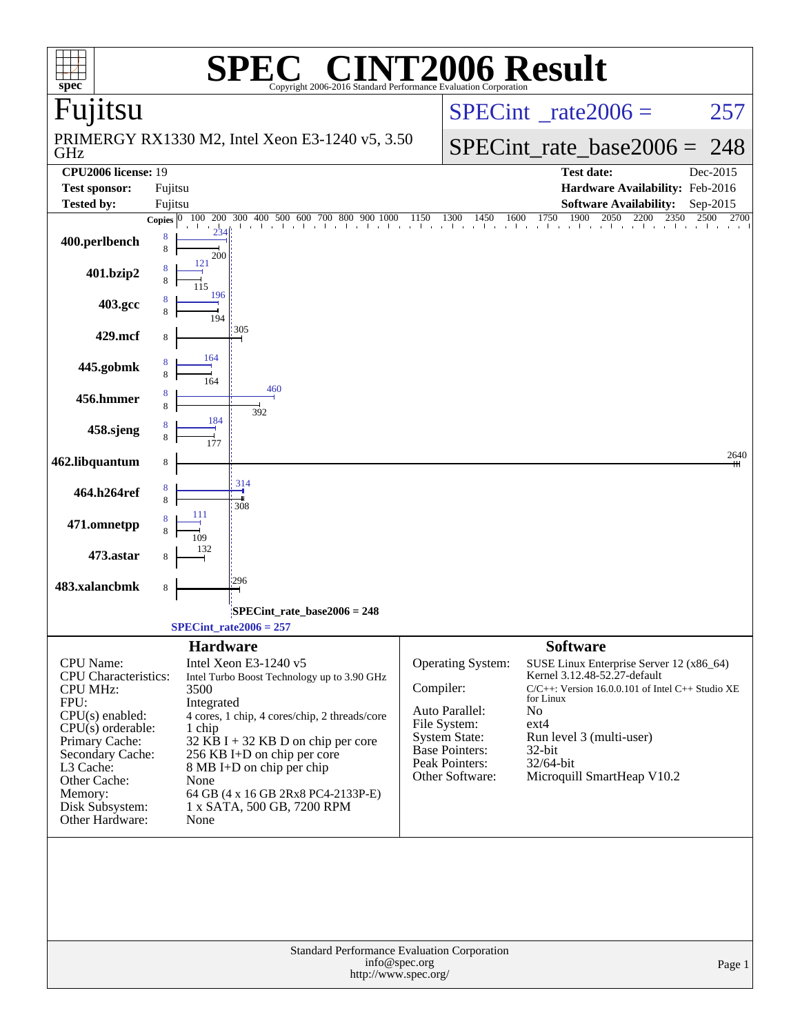# SPEC® CINT2006 Result

Copyright 2006-2016 Standard Performance Evaluation Corporation

## Fujitsu

PRIMERGY RX1330 M2, Intel Xeon E3-1240 v5, 3.50 GHz

SPECint_rate2006 = 257

SPECint_rate_base2006 = 248

| | | | |
|---|---|---|---|
| **CPU2006 license:** 19 | | **Test date:** | Dec-2015 |
| **Test sponsor:** | Fujitsu | **Hardware Availability:** | Feb-2016 |
| **Tested by:** | Fujitsu | **Software Availability:** | Sep-2015 |

| Benchmark | Copies (peak) | Peak | Copies (base) | Base |
|---|---|---|---|---|
| 400.perlbench | 8 | 234 | 8 | 200 |
| 401.bzip2 | 8 | 121 | 8 | 115 |
| 403.gcc | 8 | 196 | 8 | 194 |
| 429.mcf | | | 8 | 305 |
| 445.gobmk | 8 | 164 | 8 | 164 |
| 456.hmmer | 8 | 460 | 8 | 392 |
| 458.sjeng | 8 | 184 | 8 | 177 |
| 462.libquantum | | | 8 | 2640 |
| 464.h264ref | 8 | 314 | 8 | 308 |
| 471.omnetpp | 8 | 111 | 8 | 109 |
| 473.astar | | | 8 | 132 |
| 483.xalancbmk | | | 8 | 296 |

SPECint_rate_base2006 = 248

SPECint_rate2006 = 257

### Hardware

| | |
|---|---|
| CPU Name: | Intel Xeon E3-1240 v5 |
| CPU Characteristics: | Intel Turbo Boost Technology up to 3.90 GHz |
| CPU MHz: | 3500 |
| FPU: | Integrated |
| CPU(s) enabled: | 4 cores, 1 chip, 4 cores/chip, 2 threads/core |
| CPU(s) orderable: | 1 chip |
| Primary Cache: | 32 KB I + 32 KB D on chip per core |
| Secondary Cache: | 256 KB I+D on chip per core |
| L3 Cache: | 8 MB I+D on chip per chip |
| Other Cache: | None |
| Memory: | 64 GB (4 x 16 GB 2Rx8 PC4-2133P-E) |
| Disk Subsystem: | 1 x SATA, 500 GB, 7200 RPM |
| Other Hardware: | None |

### Software

| | |
|---|---|
| Operating System: | SUSE Linux Enterprise Server 12 (x86_64) Kernel 3.12.48-52.27-default |
| Compiler: | C/C++: Version 16.0.0.101 of Intel C++ Studio XE for Linux |
| Auto Parallel: | No |
| File System: | ext4 |
| System State: | Run level 3 (multi-user) |
| Base Pointers: | 32-bit |
| Peak Pointers: | 32/64-bit |
| Other Software: | Microquill SmartHeap V10.2 |

Standard Performance Evaluation Corporation
info@spec.org
http://www.spec.org/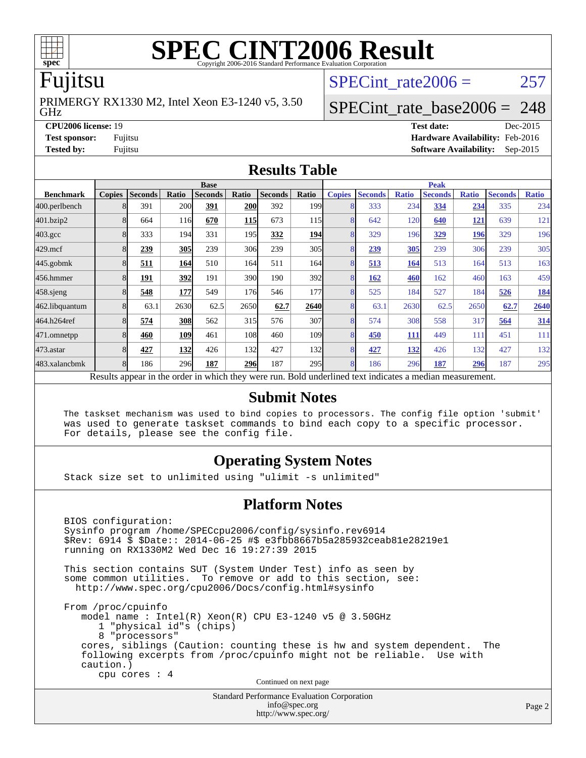# SPEC CINT2006 Result

Copyright 2006-2016 Standard Performance Evaluation Corporation

## Fujitsu

PRIMERGY RX1330 M2, Intel Xeon E3-1240 v5, 3.50 GHz

SPECint_rate2006 = 257

SPECint_rate_base2006 = 248

**CPU2006 license:** 19
**Test sponsor:** Fujitsu
**Tested by:** Fujitsu

**Test date:** Dec-2015
**Hardware Availability:** Feb-2016
**Software Availability:** Sep-2015

## Results Table

| Benchmark | Base | | | | | | | Peak | | | | | | |
|---|---|---|---|---|---|---|---|---|---|---|---|---|---|---|
| | Copies | Seconds | Ratio | Seconds | Ratio | Seconds | Ratio | Copies | Seconds | Ratio | Seconds | Ratio | Seconds | Ratio |
| 400.perlbench | 8 | 391 | 200 | **391** | **200** | 392 | 199 | 8 | 333 | 234 | **334** | **234** | 335 | 234 |
| 401.bzip2 | 8 | 664 | 116 | **670** | **115** | 673 | 115 | 8 | 642 | 120 | **640** | **121** | 639 | 121 |
| 403.gcc | 8 | 333 | 194 | 331 | 195 | **332** | **194** | 8 | 329 | 196 | **329** | **196** | 329 | 196 |
| 429.mcf | 8 | **239** | **305** | 239 | 306 | 239 | 305 | 8 | **239** | **305** | 239 | 306 | 239 | 305 |
| 445.gobmk | 8 | **511** | **164** | 510 | 164 | 511 | 164 | 8 | **513** | **164** | 513 | 164 | 513 | 163 |
| 456.hmmer | 8 | **191** | **392** | 191 | 390 | 190 | 392 | 8 | **162** | **460** | 162 | 460 | 163 | 459 |
| 458.sjeng | 8 | **548** | **177** | 549 | 176 | 546 | 177 | 8 | 525 | 184 | 527 | 184 | **526** | **184** |
| 462.libquantum | 8 | 63.1 | 2630 | 62.5 | 2650 | **62.7** | **2640** | 8 | 63.1 | 2630 | 62.5 | 2650 | **62.7** | **2640** |
| 464.h264ref | 8 | **574** | **308** | 562 | 315 | 576 | 307 | 8 | 574 | 308 | 558 | 317 | **564** | **314** |
| 471.omnetpp | 8 | **460** | **109** | 461 | 108 | 460 | 109 | 8 | **450** | **111** | 449 | 111 | 451 | 111 |
| 473.astar | 8 | **427** | **132** | 426 | 132 | 427 | 132 | 8 | **427** | **132** | 426 | 132 | 427 | 132 |
| 483.xalancbmk | 8 | 186 | 296 | **187** | **296** | 187 | 295 | 8 | 186 | 296 | **187** | **296** | 187 | 295 |

Results appear in the order in which they were run. Bold underlined text indicates a median measurement.

## Submit Notes

```
The taskset mechanism was used to bind copies to processors. The config file option 'submit'
was used to generate taskset commands to bind each copy to a specific processor.
For details, please see the config file.
```

## Operating System Notes

```
Stack size set to unlimited using "ulimit -s unlimited"
```

## Platform Notes

```
BIOS configuration:
Sysinfo program /home/SPECcpu2006/config/sysinfo.rev6914
$Rev: 6914 $ $Date:: 2014-06-25 #$ e3fbb8667b5a285932ceab81e28219e1
running on RX1330M2 Wed Dec 16 19:27:39 2015

This section contains SUT (System Under Test) info as seen by
some common utilities.  To remove or add to this section, see:
  http://www.spec.org/cpu2006/Docs/config.html#sysinfo

From /proc/cpuinfo
   model name : Intel(R) Xeon(R) CPU E3-1240 v5 @ 3.50GHz
      1 "physical id"s (chips)
      8 "processors"
   cores, siblings (Caution: counting these is hw and system dependent.  The
   following excerpts from /proc/cpuinfo might not be reliable.  Use with
   caution.)
      cpu cores : 4
```

Continued on next page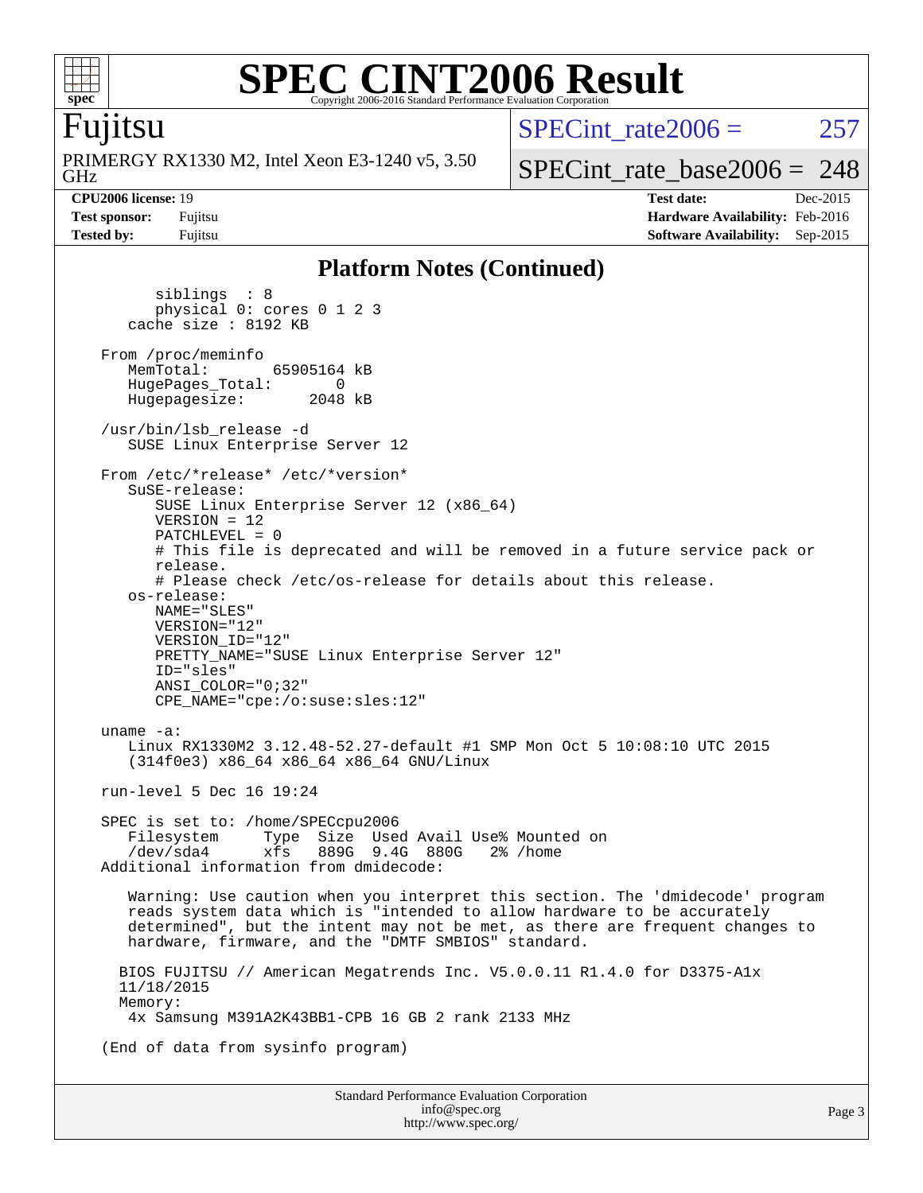# SPEC CINT2006 Result

Copyright 2006-2016 Standard Performance Evaluation Corporation

**Fujitsu**

PRIMERGY RX1330 M2, Intel Xeon E3-1240 v5, 3.50 GHz

SPECint_rate2006 = 257

SPECint_rate_base2006 = 248

| | | | |
|---|---|---|---|
| **CPU2006 license:** 19 | | **Test date:** | Dec-2015 |
| **Test sponsor:** | Fujitsu | **Hardware Availability:** | Feb-2016 |
| **Tested by:** | Fujitsu | **Software Availability:** | Sep-2015 |

## Platform Notes (Continued)

```
        siblings  : 8
        physical 0: cores 0 1 2 3
     cache size : 8192 KB

  From /proc/meminfo
     MemTotal:        65905164 kB
     HugePages_Total:        0
     Hugepagesize:        2048 kB

  /usr/bin/lsb_release -d
     SUSE Linux Enterprise Server 12

  From /etc/*release* /etc/*version*
     SuSE-release:
        SUSE Linux Enterprise Server 12 (x86_64)
        VERSION = 12
        PATCHLEVEL = 0
        # This file is deprecated and will be removed in a future service pack or
        release.
        # Please check /etc/os-release for details about this release.
     os-release:
        NAME="SLES"
        VERSION="12"
        VERSION_ID="12"
        PRETTY_NAME="SUSE Linux Enterprise Server 12"
        ID="sles"
        ANSI_COLOR="0;32"
        CPE_NAME="cpe:/o:suse:sles:12"

  uname -a:
     Linux RX1330M2 3.12.48-52.27-default #1 SMP Mon Oct 5 10:08:10 UTC 2015
     (314f0e3) x86_64 x86_64 x86_64 GNU/Linux

  run-level 5 Dec 16 19:24

  SPEC is set to: /home/SPECcpu2006
     Filesystem     Type  Size  Used Avail Use% Mounted on
     /dev/sda4      xfs   889G  9.4G  880G   2% /home
  Additional information from dmidecode:

     Warning: Use caution when you interpret this section. The 'dmidecode' program
     reads system data which is "intended to allow hardware to be accurately
     determined", but the intent may not be met, as there are frequent changes to
     hardware, firmware, and the "DMTF SMBIOS" standard.

    BIOS FUJITSU // American Megatrends Inc. V5.0.0.11 R1.4.0 for D3375-A1x
    11/18/2015
    Memory:
     4x Samsung M391A2K43BB1-CPB 16 GB 2 rank 2133 MHz

  (End of data from sysinfo program)
```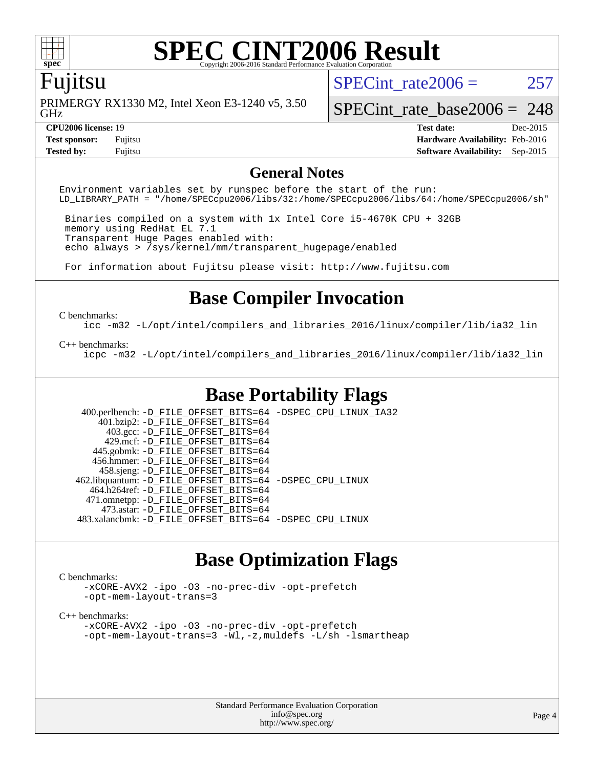# SPEC CINT2006 Result

Copyright 2006-2016 Standard Performance Evaluation Corporation

## Fujitsu

PRIMERGY RX1330 M2, Intel Xeon E3-1240 v5, 3.50 GHz

SPECint_rate2006 = 257

SPECint_rate_base2006 = 248

| | | | |
|---|---|---|---|
| **CPU2006 license:** 19 | | **Test date:** | Dec-2015 |
| **Test sponsor:** | Fujitsu | **Hardware Availability:** | Feb-2016 |
| **Tested by:** | Fujitsu | **Software Availability:** | Sep-2015 |

## General Notes

```
Environment variables set by runspec before the start of the run:
LD_LIBRARY_PATH = "/home/SPECcpu2006/libs/32:/home/SPECcpu2006/libs/64:/home/SPECcpu2006/sh"

 Binaries compiled on a system with 1x Intel Core i5-4670K CPU + 32GB
 memory using RedHat EL 7.1
 Transparent Huge Pages enabled with:
 echo always > /sys/kernel/mm/transparent_hugepage/enabled

 For information about Fujitsu please visit: http://www.fujitsu.com
```

## Base Compiler Invocation

C benchmarks:

```
icc -m32 -L/opt/intel/compilers_and_libraries_2016/linux/compiler/lib/ia32_lin
```

C++ benchmarks:

```
icpc -m32 -L/opt/intel/compilers_and_libraries_2016/linux/compiler/lib/ia32_lin
```

## Base Portability Flags

```
   400.perlbench: -D_FILE_OFFSET_BITS=64 -DSPEC_CPU_LINUX_IA32
       401.bzip2: -D_FILE_OFFSET_BITS=64
         403.gcc: -D_FILE_OFFSET_BITS=64
         429.mcf: -D_FILE_OFFSET_BITS=64
       445.gobmk: -D_FILE_OFFSET_BITS=64
       456.hmmer: -D_FILE_OFFSET_BITS=64
       458.sjeng: -D_FILE_OFFSET_BITS=64
  462.libquantum: -D_FILE_OFFSET_BITS=64 -DSPEC_CPU_LINUX
     464.h264ref: -D_FILE_OFFSET_BITS=64
     471.omnetpp: -D_FILE_OFFSET_BITS=64
       473.astar: -D_FILE_OFFSET_BITS=64
   483.xalancbmk: -D_FILE_OFFSET_BITS=64 -DSPEC_CPU_LINUX
```

## Base Optimization Flags

C benchmarks:

```
-xCORE-AVX2 -ipo -O3 -no-prec-div -opt-prefetch
-opt-mem-layout-trans=3
```

C++ benchmarks:

```
-xCORE-AVX2 -ipo -O3 -no-prec-div -opt-prefetch
-opt-mem-layout-trans=3 -Wl,-z,muldefs -L/sh -lsmartheap
```

Standard Performance Evaluation Corporation
info@spec.org
http://www.spec.org/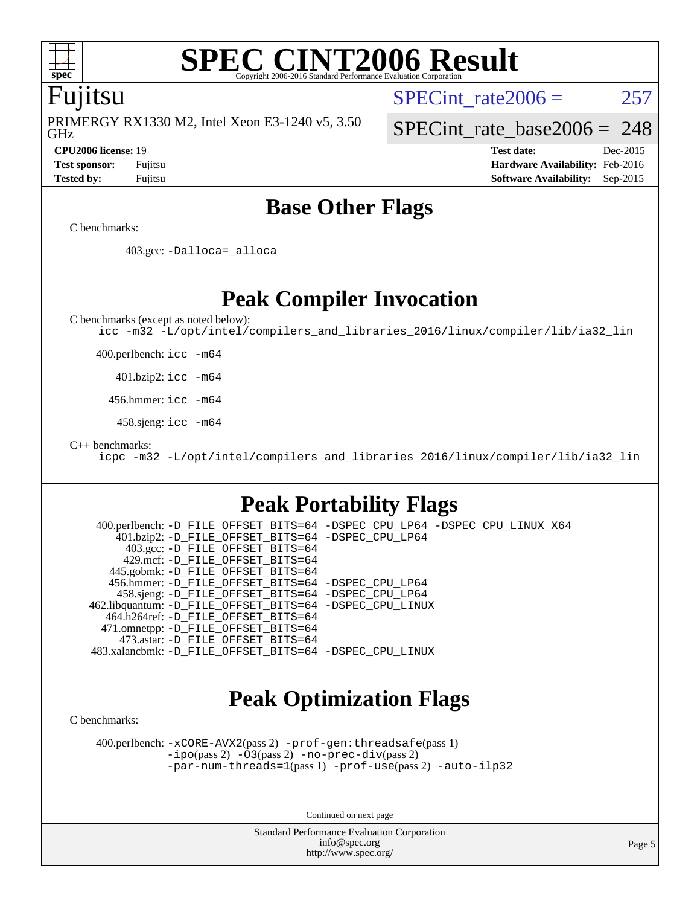# SPEC CINT2006 Result

Copyright 2006-2016 Standard Performance Evaluation Corporation

## Fujitsu

PRIMERGY RX1330 M2, Intel Xeon E3-1240 v5, 3.50 GHz

SPECint_rate2006 = 257

SPECint_rate_base2006 = 248

| | | | |
|---|---|---|---|
| **CPU2006 license:** 19 | | **Test date:** | Dec-2015 |
| **Test sponsor:** | Fujitsu | **Hardware Availability:** | Feb-2016 |
| **Tested by:** | Fujitsu | **Software Availability:** | Sep-2015 |

## Base Other Flags

C benchmarks:

403.gcc: `-Dalloca=_alloca`

## Peak Compiler Invocation

C benchmarks (except as noted below):

`icc -m32 -L/opt/intel/compilers_and_libraries_2016/linux/compiler/lib/ia32_lin`

400.perlbench: `icc -m64`

401.bzip2: `icc -m64`

456.hmmer: `icc -m64`

458.sjeng: `icc -m64`

C++ benchmarks:

`icpc -m32 -L/opt/intel/compilers_and_libraries_2016/linux/compiler/lib/ia32_lin`

## Peak Portability Flags

400.perlbench: `-D_FILE_OFFSET_BITS=64 -DSPEC_CPU_LP64 -DSPEC_CPU_LINUX_X64`
401.bzip2: `-D_FILE_OFFSET_BITS=64 -DSPEC_CPU_LP64`
403.gcc: `-D_FILE_OFFSET_BITS=64`
429.mcf: `-D_FILE_OFFSET_BITS=64`
445.gobmk: `-D_FILE_OFFSET_BITS=64`
456.hmmer: `-D_FILE_OFFSET_BITS=64 -DSPEC_CPU_LP64`
458.sjeng: `-D_FILE_OFFSET_BITS=64 -DSPEC_CPU_LP64`
462.libquantum: `-D_FILE_OFFSET_BITS=64 -DSPEC_CPU_LINUX`
464.h264ref: `-D_FILE_OFFSET_BITS=64`
471.omnetpp: `-D_FILE_OFFSET_BITS=64`
473.astar: `-D_FILE_OFFSET_BITS=64`
483.xalancbmk: `-D_FILE_OFFSET_BITS=64 -DSPEC_CPU_LINUX`

## Peak Optimization Flags

C benchmarks:

400.perlbench: `-xCORE-AVX2`(pass 2) `-prof-gen:threadsafe`(pass 1) `-ipo`(pass 2) `-O3`(pass 2) `-no-prec-div`(pass 2) `-par-num-threads=1`(pass 1) `-prof-use`(pass 2) `-auto-ilp32`

Continued on next page

Standard Performance Evaluation Corporation
info@spec.org
http://www.spec.org/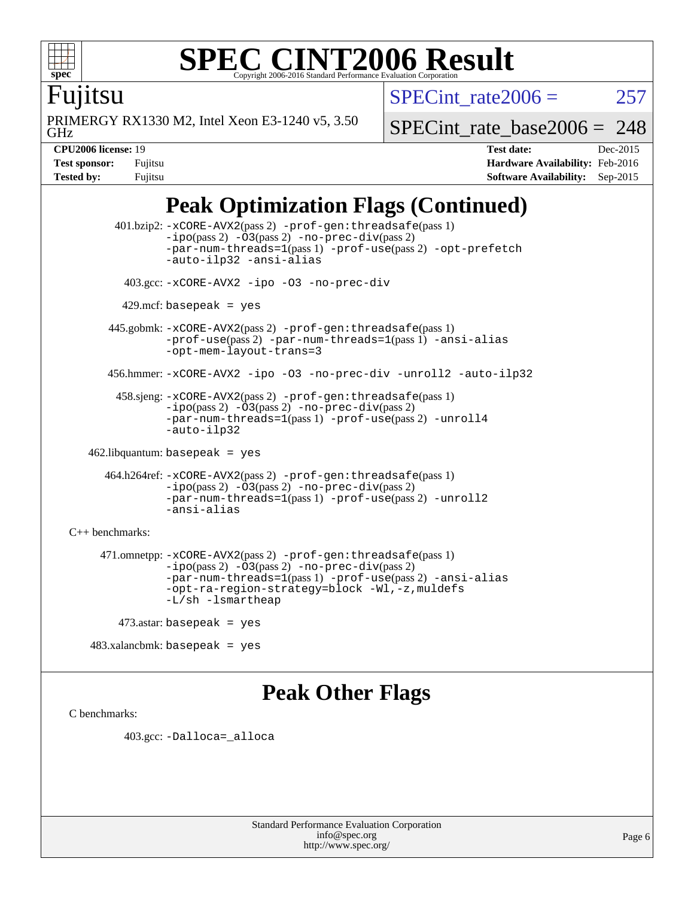# SPEC CINT2006 Result

Copyright 2006-2016 Standard Performance Evaluation Corporation

Fujitsu

PRIMERGY RX1330 M2, Intel Xeon E3-1240 v5, 3.50 GHz

SPECint_rate2006 = 257

SPECint_rate_base2006 = 248

**CPU2006 license:** 19
**Test sponsor:** Fujitsu
**Tested by:** Fujitsu

**Test date:** Dec-2015
**Hardware Availability:** Feb-2016
**Software Availability:** Sep-2015

## Peak Optimization Flags (Continued)

401.bzip2: -xCORE-AVX2(pass 2) -prof-gen:threadsafe(pass 1) -ipo(pass 2) -O3(pass 2) -no-prec-div(pass 2) -par-num-threads=1(pass 1) -prof-use(pass 2) -opt-prefetch -auto-ilp32 -ansi-alias

403.gcc: -xCORE-AVX2 -ipo -O3 -no-prec-div

429.mcf: basepeak = yes

445.gobmk: -xCORE-AVX2(pass 2) -prof-gen:threadsafe(pass 1) -prof-use(pass 2) -par-num-threads=1(pass 1) -ansi-alias -opt-mem-layout-trans=3

456.hmmer: -xCORE-AVX2 -ipo -O3 -no-prec-div -unroll2 -auto-ilp32

458.sjeng: -xCORE-AVX2(pass 2) -prof-gen:threadsafe(pass 1) -ipo(pass 2) -O3(pass 2) -no-prec-div(pass 2) -par-num-threads=1(pass 1) -prof-use(pass 2) -unroll4 -auto-ilp32

462.libquantum: basepeak = yes

464.h264ref: -xCORE-AVX2(pass 2) -prof-gen:threadsafe(pass 1) -ipo(pass 2) -O3(pass 2) -no-prec-div(pass 2) -par-num-threads=1(pass 1) -prof-use(pass 2) -unroll2 -ansi-alias

C++ benchmarks:

471.omnetpp: -xCORE-AVX2(pass 2) -prof-gen:threadsafe(pass 1) -ipo(pass 2) -O3(pass 2) -no-prec-div(pass 2) -par-num-threads=1(pass 1) -prof-use(pass 2) -ansi-alias -opt-ra-region-strategy=block -Wl,-z,muldefs -L/sh -lsmartheap

473.astar: basepeak = yes

483.xalancbmk: basepeak = yes

## Peak Other Flags

C benchmarks:

403.gcc: -Dalloca=_alloca

Standard Performance Evaluation Corporation
info@spec.org
http://www.spec.org/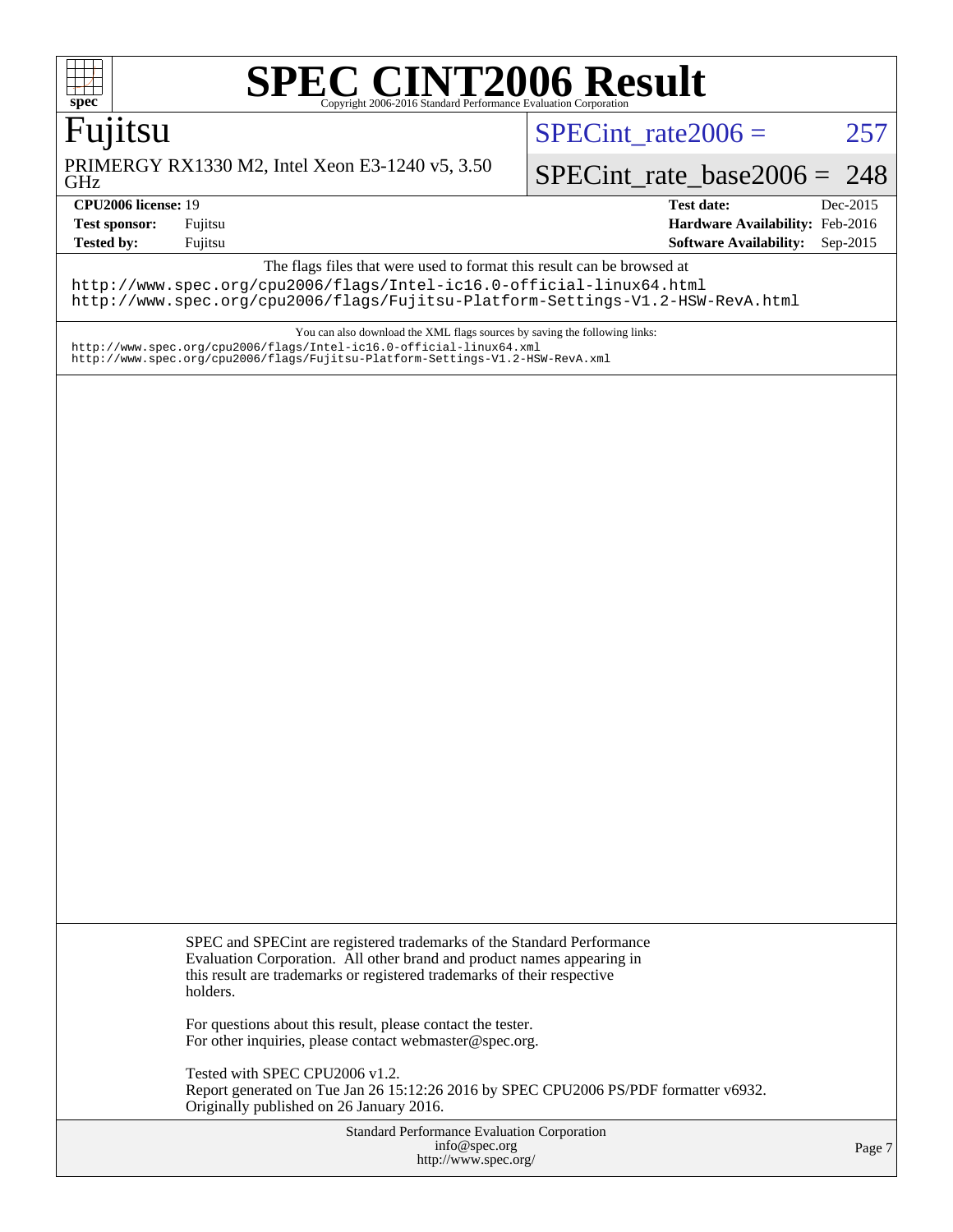# SPEC CINT2006 Result

Copyright 2006-2016 Standard Performance Evaluation Corporation

## Fujitsu

PRIMERGY RX1330 M2, Intel Xeon E3-1240 v5, 3.50 GHz

SPECint_rate2006 = 257

SPECint_rate_base2006 = 248

| | | | |
|---|---|---|---|
| **CPU2006 license:** | 19 | **Test date:** | Dec-2015 |
| **Test sponsor:** | Fujitsu | **Hardware Availability:** | Feb-2016 |
| **Tested by:** | Fujitsu | **Software Availability:** | Sep-2015 |

The flags files that were used to format this result can be browsed at

http://www.spec.org/cpu2006/flags/Intel-ic16.0-official-linux64.html
http://www.spec.org/cpu2006/flags/Fujitsu-Platform-Settings-V1.2-HSW-RevA.html

You can also download the XML flags sources by saving the following links:

http://www.spec.org/cpu2006/flags/Intel-ic16.0-official-linux64.xml
http://www.spec.org/cpu2006/flags/Fujitsu-Platform-Settings-V1.2-HSW-RevA.xml

SPEC and SPECint are registered trademarks of the Standard Performance Evaluation Corporation. All other brand and product names appearing in this result are trademarks or registered trademarks of their respective holders.

For questions about this result, please contact the tester.
For other inquiries, please contact webmaster@spec.org.

Tested with SPEC CPU2006 v1.2.
Report generated on Tue Jan 26 15:12:26 2016 by SPEC CPU2006 PS/PDF formatter v6932.
Originally published on 26 January 2016.

Standard Performance Evaluation Corporation
info@spec.org
http://www.spec.org/